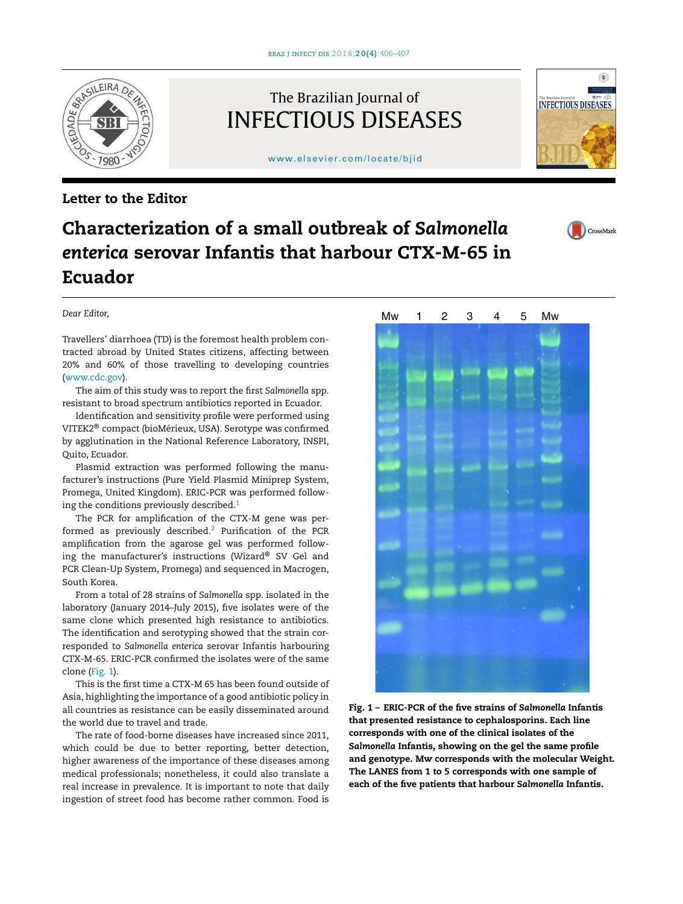Letter to the Editor

# Characterization of a small outbreak of *Salmonella enterica* serovar Infantis that harbour CTX-M-65 in Ecuador

*Dear Editor,*

Travellers' diarrhoea (TD) is the foremost health problem contracted abroad by United States citizens, affecting between 20% and 60% of those travelling to developing countries (www.cdc.gov).

The aim of this study was to report the first *Salmonella* spp. resistant to broad spectrum antibiotics reported in Ecuador.

Identification and sensitivity profile were performed using VITEK2® compact (bioMérieux, USA). Serotype was confirmed by agglutination in the National Reference Laboratory, INSPI, Quito, Ecuador.

Plasmid extraction was performed following the manufacturer's instructions (Pure Yield Plasmid Miniprep System, Promega, United Kingdom). ERIC-PCR was performed following the conditions previously described.[1]

The PCR for amplification of the CTX-M gene was performed as previously described.[2] Purification of the PCR amplification from the agarose gel was performed following the manufacturer's instructions (Wizard® SV Gel and PCR Clean-Up System, Promega) and sequenced in Macrogen, South Korea.

From a total of 28 strains of *Salmonella* spp. isolated in the laboratory (January 2014–July 2015), five isolates were of the same clone which presented high resistance to antibiotics. The identification and serotyping showed that the strain corresponded to *Salmonella enterica* serovar Infantis harbouring CTX-M-65. ERIC-PCR confirmed the isolates were of the same clone (Fig. 1).

This is the first time a CTX-M 65 has been found outside of Asia, highlighting the importance of a good antibiotic policy in all countries as resistance can be easily disseminated around the world due to travel and trade.

The rate of food-borne diseases have increased since 2011, which could be due to better reporting, better detection, higher awareness of the importance of these diseases among medical professionals; nonetheless, it could also translate a real increase in prevalence. It is important to note that daily ingestion of street food has become rather common. Food is

**Fig. 1 – ERIC-PCR of the five strains of *Salmonella* Infantis that presented resistance to cephalosporins. Each line corresponds with one of the clinical isolates of the *Salmonella* Infantis, showing on the gel the same profile and genotype. Mw corresponds with the molecular Weight. The LANES from 1 to 5 corresponds with one sample of each of the five patients that harbour *Salmonella* Infantis.**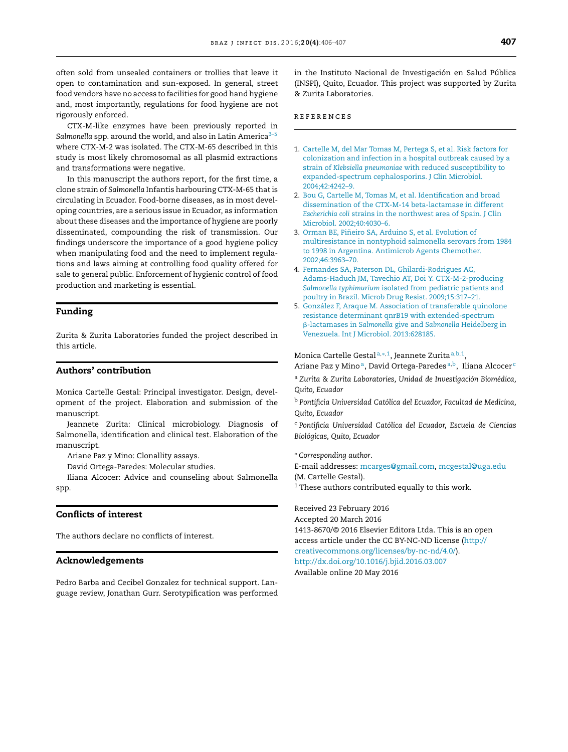often sold from unsealed containers or trollies that leave it open to contamination and sun-exposed. In general, street food vendors have no access to facilities for good hand hygiene and, most importantly, regulations for food hygiene are not rigorously enforced.

CTX-M-like enzymes have been previously reported in *Salmonella* spp. around the world, and also in Latin America[3–5] where CTX-M-2 was isolated. The CTX-M-65 described in this study is most likely chromosomal as all plasmid extractions and transformations were negative.

In this manuscript the authors report, for the first time, a clone strain of *Salmonella* Infantis harbouring CTX-M-65 that is circulating in Ecuador. Food-borne diseases, as in most developing countries, are a serious issue in Ecuador, as information about these diseases and the importance of hygiene are poorly disseminated, compounding the risk of transmission. Our findings underscore the importance of a good hygiene policy when manipulating food and the need to implement regulations and laws aiming at controlling food quality offered for sale to general public. Enforcement of hygienic control of food production and marketing is essential.

## Funding

Zurita & Zurita Laboratories funded the project described in this article.

## Authors' contribution

Monica Cartelle Gestal: Principal investigator. Design, development of the project. Elaboration and submission of the manuscript.

Jeannete Zurita: Clinical microbiology. Diagnosis of Salmonella, identification and clinical test. Elaboration of the manuscript.

Ariane Paz y Mino: Clonallity assays.

David Ortega-Paredes: Molecular studies.

Iliana Alcocer: Advice and counseling about Salmonella spp.

## Conflicts of interest

The authors declare no conflicts of interest.

## Acknowledgements

Pedro Barba and Cecibel Gonzalez for technical support. Language review, Jonathan Gurr. Serotypification was performed in the Instituto Nacional de Investigación en Salud Pública (INSPI), Quito, Ecuador. This project was supported by Zurita & Zurita Laboratories.

## References

1. Cartelle M, del Mar Tomas M, Pertega S, et al. Risk factors for colonization and infection in a hospital outbreak caused by a strain of *Klebsiella pneumoniae* with reduced susceptibility to expanded-spectrum cephalosporins. J Clin Microbiol. 2004;42:4242–9.
2. Bou G, Cartelle M, Tomas M, et al. Identification and broad dissemination of the CTX-M-14 beta-lactamase in different *Escherichia coli* strains in the northwest area of Spain. J Clin Microbiol. 2002;40:4030–6.
3. Orman BE, Piñeiro SA, Arduino S, et al. Evolution of multiresistance in nontyphoid salmonella serovars from 1984 to 1998 in Argentina. Antimicrob Agents Chemother. 2002;46:3963–70.
4. Fernandes SA, Paterson DL, Ghilardi-Rodrigues AC, Adams-Haduch JM, Tavechio AT, Doi Y. CTX-M-2-producing *Salmonella typhimurium* isolated from pediatric patients and poultry in Brazil. Microb Drug Resist. 2009;15:317–21.
5. González F, Araque M. Association of transferable quinolone resistance determinant qnrB19 with extended-spectrum β-lactamases in *Salmonella* give and *Salmonella* Heidelberg in Venezuela. Int J Microbiol. 2013:628185.

Monica Cartelle Gestal[a,*,1], Jeannete Zurita[a,b,1], Ariane Paz y Mino[a], David Ortega-Paredes[a,b], Iliana Alcocer[c]

[a] *Zurita & Zurita Laboratories, Unidad de Investigación Biomédica, Quito, Ecuador*

[b] *Pontificia Universidad Católica del Ecuador, Facultad de Medicina, Quito, Ecuador*

[c] *Pontificia Universidad Católica del Ecuador, Escuela de Ciencias Biológicas, Quito, Ecuador*

[*] *Corresponding author.*

E-mail addresses: mcarges@gmail.com, mcgestal@uga.edu (M. Cartelle Gestal).

[1] These authors contributed equally to this work.

Received 23 February 2016

Accepted 20 March 2016

1413-8670/© 2016 Elsevier Editora Ltda. This is an open access article under the CC BY-NC-ND license (http://creativecommons.org/licenses/by-nc-nd/4.0/).

http://dx.doi.org/10.1016/j.bjid.2016.03.007

Available online 20 May 2016